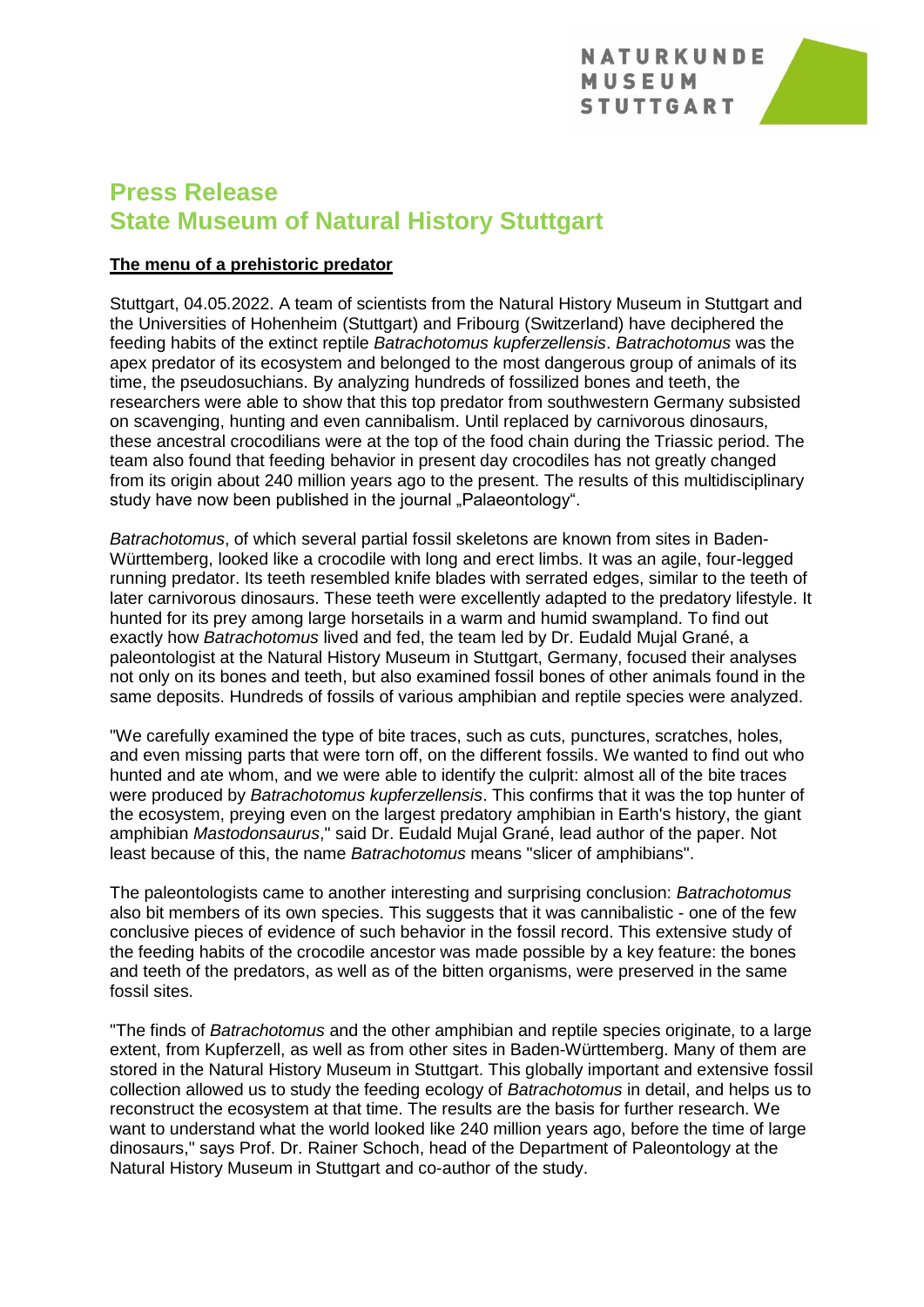NATURKUNDE
MUSEUM
STUTTGART

# Press Release
# State Museum of Natural History Stuttgart

**The menu of a prehistoric predator**

Stuttgart, 04.05.2022. A team of scientists from the Natural History Museum in Stuttgart and the Universities of Hohenheim (Stuttgart) and Fribourg (Switzerland) have deciphered the feeding habits of the extinct reptile *Batrachotomus kupferzellensis*. *Batrachotomus* was the apex predator of its ecosystem and belonged to the most dangerous group of animals of its time, the pseudosuchians. By analyzing hundreds of fossilized bones and teeth, the researchers were able to show that this top predator from southwestern Germany subsisted on scavenging, hunting and even cannibalism. Until replaced by carnivorous dinosaurs, these ancestral crocodilians were at the top of the food chain during the Triassic period. The team also found that feeding behavior in present day crocodiles has not greatly changed from its origin about 240 million years ago to the present. The results of this multidisciplinary study have now been published in the journal „Palaeontology".

*Batrachotomus*, of which several partial fossil skeletons are known from sites in Baden-Württemberg, looked like a crocodile with long and erect limbs. It was an agile, four-legged running predator. Its teeth resembled knife blades with serrated edges, similar to the teeth of later carnivorous dinosaurs. These teeth were excellently adapted to the predatory lifestyle. It hunted for its prey among large horsetails in a warm and humid swampland. To find out exactly how *Batrachotomus* lived and fed, the team led by Dr. Eudald Mujal Grané, a paleontologist at the Natural History Museum in Stuttgart, Germany, focused their analyses not only on its bones and teeth, but also examined fossil bones of other animals found in the same deposits. Hundreds of fossils of various amphibian and reptile species were analyzed.

"We carefully examined the type of bite traces, such as cuts, punctures, scratches, holes, and even missing parts that were torn off, on the different fossils. We wanted to find out who hunted and ate whom, and we were able to identify the culprit: almost all of the bite traces were produced by *Batrachotomus kupferzellensis*. This confirms that it was the top hunter of the ecosystem, preying even on the largest predatory amphibian in Earth's history, the giant amphibian *Mastodonsaurus*," said Dr. Eudald Mujal Grané, lead author of the paper. Not least because of this, the name *Batrachotomus* means "slicer of amphibians".

The paleontologists came to another interesting and surprising conclusion: *Batrachotomus* also bit members of its own species. This suggests that it was cannibalistic - one of the few conclusive pieces of evidence of such behavior in the fossil record. This extensive study of the feeding habits of the crocodile ancestor was made possible by a key feature: the bones and teeth of the predators, as well as of the bitten organisms, were preserved in the same fossil sites.

"The finds of *Batrachotomus* and the other amphibian and reptile species originate, to a large extent, from Kupferzell, as well as from other sites in Baden-Württemberg. Many of them are stored in the Natural History Museum in Stuttgart. This globally important and extensive fossil collection allowed us to study the feeding ecology of *Batrachotomus* in detail, and helps us to reconstruct the ecosystem at that time. The results are the basis for further research. We want to understand what the world looked like 240 million years ago, before the time of large dinosaurs," says Prof. Dr. Rainer Schoch, head of the Department of Paleontology at the Natural History Museum in Stuttgart and co-author of the study.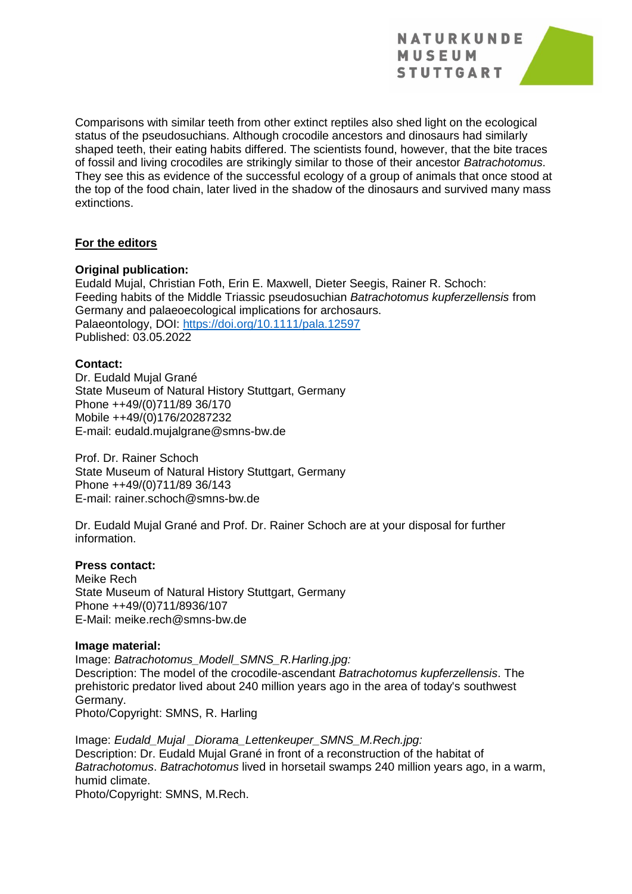Comparisons with similar teeth from other extinct reptiles also shed light on the ecological status of the pseudosuchians. Although crocodile ancestors and dinosaurs had similarly shaped teeth, their eating habits differed. The scientists found, however, that the bite traces of fossil and living crocodiles are strikingly similar to those of their ancestor *Batrachotomus*. They see this as evidence of the successful ecology of a group of animals that once stood at the top of the food chain, later lived in the shadow of the dinosaurs and survived many mass extinctions.

## For the editors

**Original publication:**
Eudald Mujal, Christian Foth, Erin E. Maxwell, Dieter Seegis, Rainer R. Schoch:
Feeding habits of the Middle Triassic pseudosuchian *Batrachotomus kupferzellensis* from Germany and palaeoecological implications for archosaurs.
Palaeontology, DOI: [https://doi.org/10.1111/pala.12597](https://doi.org/10.1111/pala.12597)
Published: 03.05.2022

**Contact:**
Dr. Eudald Mujal Grané
State Museum of Natural History Stuttgart, Germany
Phone ++49/(0)711/89 36/170
Mobile ++49/(0)176/20287232
E-mail: eudald.mujalgrane@smns-bw.de

Prof. Dr. Rainer Schoch
State Museum of Natural History Stuttgart, Germany
Phone ++49/(0)711/89 36/143
E-mail: rainer.schoch@smns-bw.de

Dr. Eudald Mujal Grané and Prof. Dr. Rainer Schoch are at your disposal for further information.

**Press contact:**
Meike Rech
State Museum of Natural History Stuttgart, Germany
Phone ++49/(0)711/8936/107
E-Mail: meike.rech@smns-bw.de

**Image material:**
Image: *Batrachotomus_Modell_SMNS_R.Harling.jpg:*
Description: The model of the crocodile-ascendant *Batrachotomus kupferzellensis*. The prehistoric predator lived about 240 million years ago in the area of today's southwest Germany.
Photo/Copyright: SMNS, R. Harling

Image: *Eudald_Mujal _Diorama_Lettenkeuper_SMNS_M.Rech.jpg:*
Description: Dr. Eudald Mujal Grané in front of a reconstruction of the habitat of *Batrachotomus*. *Batrachotomus* lived in horsetail swamps 240 million years ago, in a warm, humid climate.
Photo/Copyright: SMNS, M.Rech.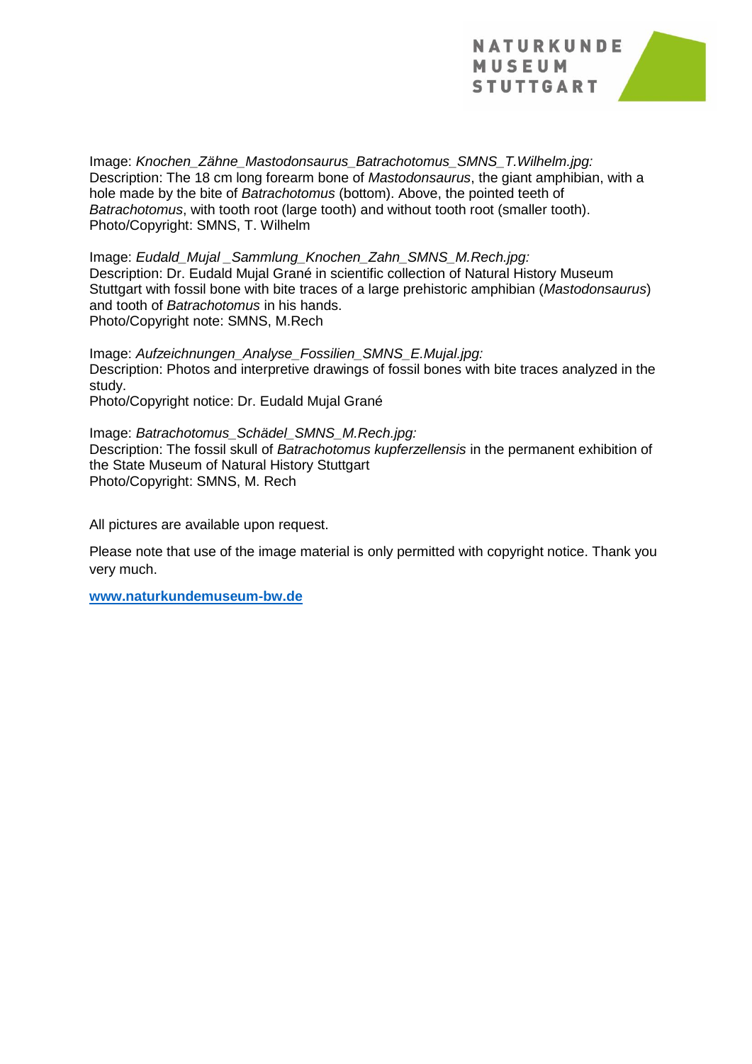Image: *Knochen_Zähne_Mastodonsaurus_Batrachotomus_SMNS_T.Wilhelm.jpg:*
Description: The 18 cm long forearm bone of *Mastodonsaurus*, the giant amphibian, with a hole made by the bite of *Batrachotomus* (bottom). Above, the pointed teeth of *Batrachotomus*, with tooth root (large tooth) and without tooth root (smaller tooth).
Photo/Copyright: SMNS, T. Wilhelm

Image: *Eudald_Mujal _Sammlung_Knochen_Zahn_SMNS_M.Rech.jpg:*
Description: Dr. Eudald Mujal Grané in scientific collection of Natural History Museum Stuttgart with fossil bone with bite traces of a large prehistoric amphibian (*Mastodonsaurus*) and tooth of *Batrachotomus* in his hands.
Photo/Copyright note: SMNS, M.Rech

Image: *Aufzeichnungen_Analyse_Fossilien_SMNS_E.Mujal.jpg:*
Description: Photos and interpretive drawings of fossil bones with bite traces analyzed in the study.
Photo/Copyright notice: Dr. Eudald Mujal Grané

Image: *Batrachotomus_Schädel_SMNS_M.Rech.jpg:*
Description: The fossil skull of *Batrachotomus kupferzellensis* in the permanent exhibition of the State Museum of Natural History Stuttgart
Photo/Copyright: SMNS, M. Rech

All pictures are available upon request.

Please note that use of the image material is only permitted with copyright notice. Thank you very much.

**www.naturkundemuseum-bw.de**